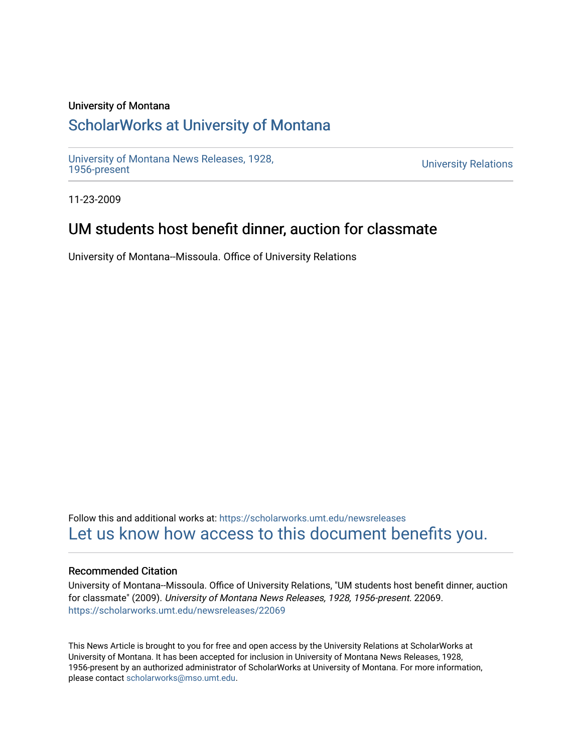University of Montana

# ScholarWorks at University of Montana

University of Montana News Releases, 1928, 1956-present

University Relations

11-23-2009

## UM students host benefit dinner, auction for classmate

University of Montana--Missoula. Office of University Relations

Follow this and additional works at: https://scholarworks.umt.edu/newsreleases

Let us know how access to this document benefits you.

### Recommended Citation

University of Montana--Missoula. Office of University Relations, "UM students host benefit dinner, auction for classmate" (2009). *University of Montana News Releases, 1928, 1956-present*. 22069. https://scholarworks.umt.edu/newsreleases/22069

This News Article is brought to you for free and open access by the University Relations at ScholarWorks at University of Montana. It has been accepted for inclusion in University of Montana News Releases, 1928, 1956-present by an authorized administrator of ScholarWorks at University of Montana. For more information, please contact scholarworks@mso.umt.edu.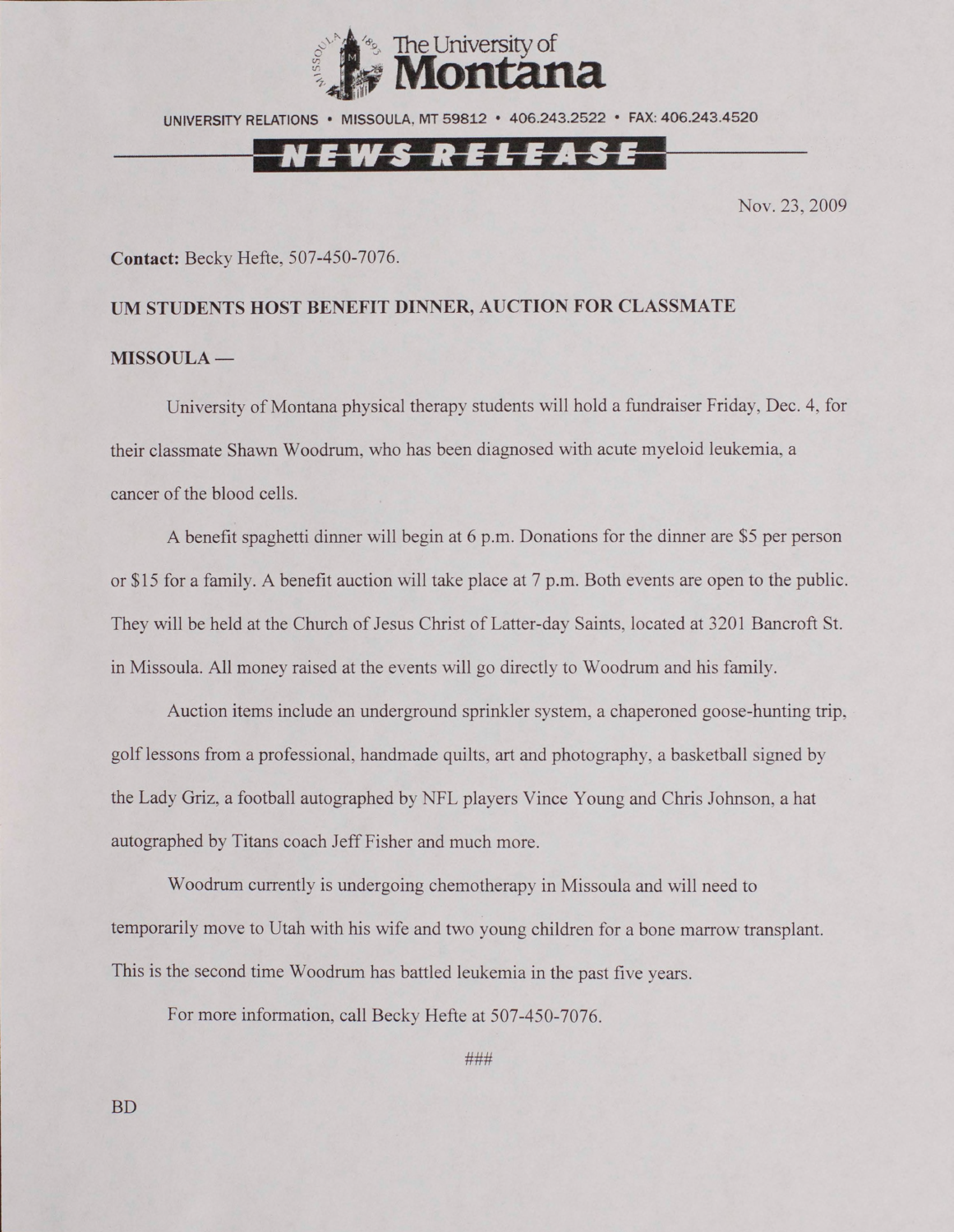The University of Montana

UNIVERSITY RELATIONS • MISSOULA, MT 59812 • 406.243.2522 • FAX: 406.243.4520

NEWS RELEASE

Nov. 23, 2009

**Contact:** Becky Hefte, 507-450-7076.

**UM STUDENTS HOST BENEFIT DINNER, AUCTION FOR CLASSMATE**

**MISSOULA —**

University of Montana physical therapy students will hold a fundraiser Friday, Dec. 4, for their classmate Shawn Woodrum, who has been diagnosed with acute myeloid leukemia, a cancer of the blood cells.

A benefit spaghetti dinner will begin at 6 p.m. Donations for the dinner are $5 per person or $15 for a family. A benefit auction will take place at 7 p.m. Both events are open to the public. They will be held at the Church of Jesus Christ of Latter-day Saints, located at 3201 Bancroft St. in Missoula. All money raised at the events will go directly to Woodrum and his family.

Auction items include an underground sprinkler system, a chaperoned goose-hunting trip, golf lessons from a professional, handmade quilts, art and photography, a basketball signed by the Lady Griz, a football autographed by NFL players Vince Young and Chris Johnson, a hat autographed by Titans coach Jeff Fisher and much more.

Woodrum currently is undergoing chemotherapy in Missoula and will need to temporarily move to Utah with his wife and two young children for a bone marrow transplant. This is the second time Woodrum has battled leukemia in the past five years.

For more information, call Becky Hefte at 507-450-7076.

###

BD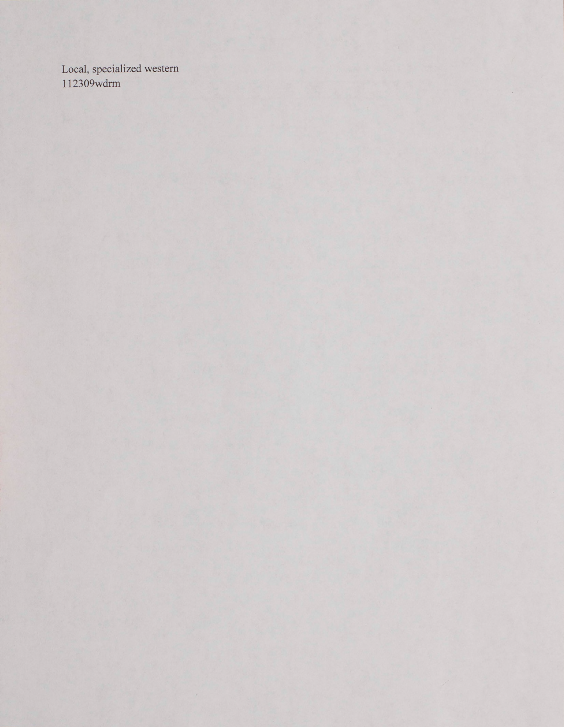Local, specialized western
112309wdrm